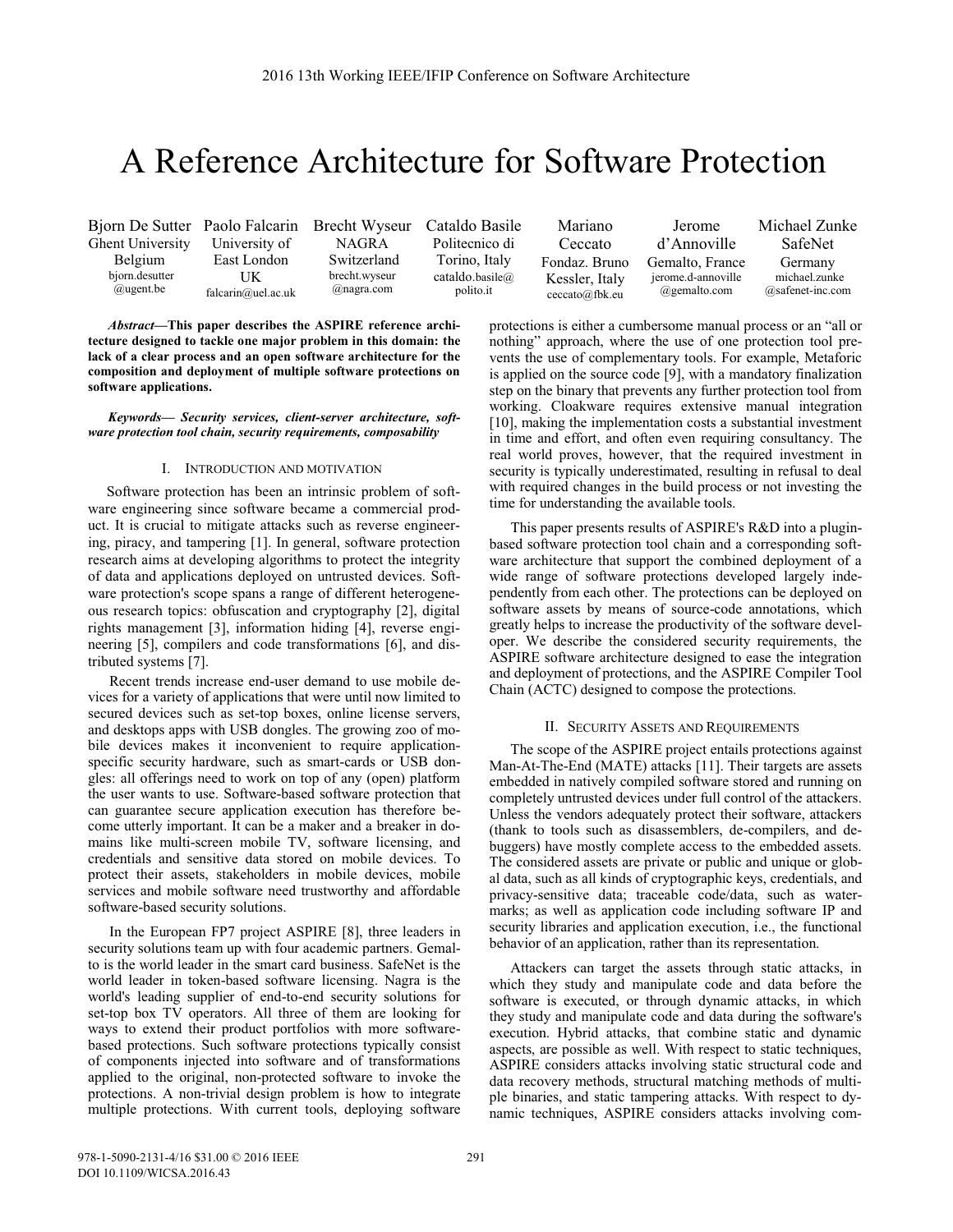# A Reference Architecture for Software Protection

Bjorn De Sutter, Ghent University, Belgium, bjorn.desutter@ugent.be
Paolo Falcarin, University of East London, UK, falcarin@uel.ac.uk
Brecht Wyseur, NAGRA, Switzerland, brecht.wyseur@nagra.com
Cataldo Basile, Politecnico di Torino, Italy, cataldo.basile@polito.it
Mariano Ceccato, Fondaz. Bruno Kessler, Italy, ceccato@fbk.eu
Jerome d'Annoville, Gemalto, France, jerome.d-annoville@gemalto.com
Michael Zunke, SafeNet, Germany, michael.zunke@safenet-inc.com

***Abstract*—This paper describes the ASPIRE reference architecture designed to tackle one major problem in this domain: the lack of a clear process and an open software architecture for the composition and deployment of multiple software protections on software applications.**

***Keywords*— *Security services, client-server architecture, software protection tool chain, security requirements, composability***

## I. Introduction and Motivation

Software protection has been an intrinsic problem of software engineering since software became a commercial product. It is crucial to mitigate attacks such as reverse engineering, piracy, and tampering [1]. In general, software protection research aims at developing algorithms to protect the integrity of data and applications deployed on untrusted devices. Software protection's scope spans a range of different heterogeneous research topics: obfuscation and cryptography [2], digital rights management [3], information hiding [4], reverse engineering [5], compilers and code transformations [6], and distributed systems [7].

Recent trends increase end-user demand to use mobile devices for a variety of applications that were until now limited to secured devices such as set-top boxes, online license servers, and desktops apps with USB dongles. The growing zoo of mobile devices makes it inconvenient to require application-specific security hardware, such as smart-cards or USB dongles: all offerings need to work on top of any (open) platform the user wants to use. Software-based software protection that can guarantee secure application execution has therefore become utterly important. It can be a maker and a breaker in domains like multi-screen mobile TV, software licensing, and credentials and sensitive data stored on mobile devices. To protect their assets, stakeholders in mobile devices, mobile services and mobile software need trustworthy and affordable software-based security solutions.

In the European FP7 project ASPIRE [8], three leaders in security solutions team up with four academic partners. Gemalto is the world leader in the smart card business. SafeNet is the world leader in token-based software licensing. Nagra is the world's leading supplier of end-to-end security solutions for set-top box TV operators. All three of them are looking for ways to extend their product portfolios with more software-based protections. Such software protections typically consist of components injected into software and of transformations applied to the original, non-protected software to invoke the protections. A non-trivial design problem is how to integrate multiple protections. With current tools, deploying software protections is either a cumbersome manual process or an "all or nothing" approach, where the use of one protection tool prevents the use of complementary tools. For example, Metaforic is applied on the source code [9], with a mandatory finalization step on the binary that prevents any further protection tool from working. Cloakware requires extensive manual integration [10], making the implementation costs a substantial investment in time and effort, and often even requiring consultancy. The real world proves, however, that the required investment in security is typically underestimated, resulting in refusal to deal with required changes in the build process or not investing the time for understanding the available tools.

This paper presents results of ASPIRE's R&D into a plugin-based software protection tool chain and a corresponding software architecture that support the combined deployment of a wide range of software protections developed largely independently from each other. The protections can be deployed on software assets by means of source-code annotations, which greatly helps to increase the productivity of the software developer. We describe the considered security requirements, the ASPIRE software architecture designed to ease the integration and deployment of protections, and the ASPIRE Compiler Tool Chain (ACTC) designed to compose the protections.

## II. Security Assets and Requirements

The scope of the ASPIRE project entails protections against Man-At-The-End (MATE) attacks [11]. Their targets are assets embedded in natively compiled software stored and running on completely untrusted devices under full control of the attackers. Unless the vendors adequately protect their software, attackers (thank to tools such as disassemblers, de-compilers, and debuggers) have mostly complete access to the embedded assets. The considered assets are private or public and unique or global data, such as all kinds of cryptographic keys, credentials, and privacy-sensitive data; traceable code/data, such as watermarks; as well as application code including software IP and security libraries and application execution, i.e., the functional behavior of an application, rather than its representation.

Attackers can target the assets through static attacks, in which they study and manipulate code and data before the software is executed, or through dynamic attacks, in which they study and manipulate code and data during the software's execution. Hybrid attacks, that combine static and dynamic aspects, are possible as well. With respect to static techniques, ASPIRE considers attacks involving static structural code and data recovery methods, structural matching methods of multiple binaries, and static tampering attacks. With respect to dynamic techniques, ASPIRE considers attacks involving com-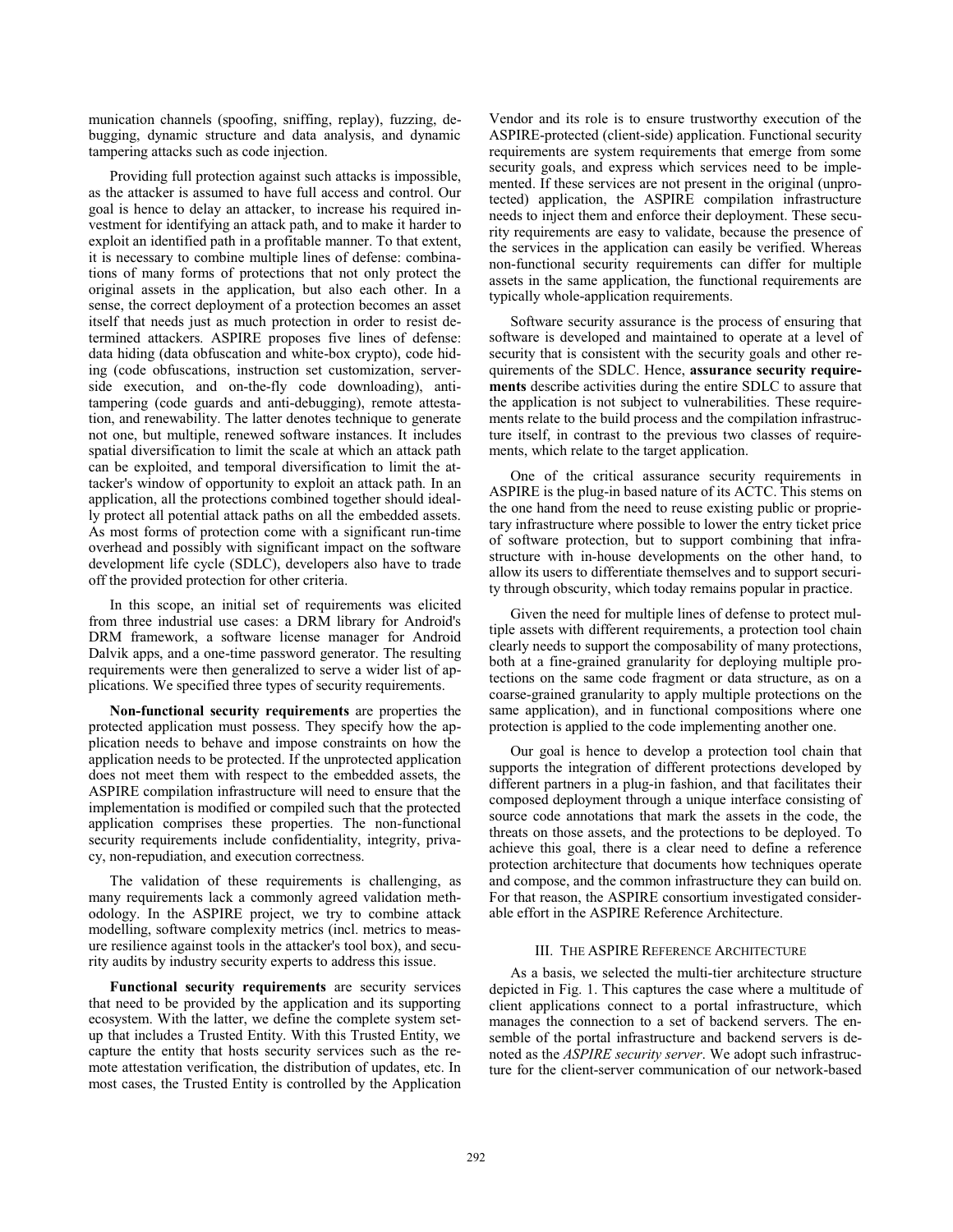munication channels (spoofing, sniffing, replay), fuzzing, debugging, dynamic structure and data analysis, and dynamic tampering attacks such as code injection.

Providing full protection against such attacks is impossible, as the attacker is assumed to have full access and control. Our goal is hence to delay an attacker, to increase his required investment for identifying an attack path, and to make it harder to exploit an identified path in a profitable manner. To that extent, it is necessary to combine multiple lines of defense: combinations of many forms of protections that not only protect the original assets in the application, but also each other. In a sense, the correct deployment of a protection becomes an asset itself that needs just as much protection in order to resist determined attackers. ASPIRE proposes five lines of defense: data hiding (data obfuscation and white-box crypto), code hiding (code obfuscations, instruction set customization, server-side execution, and on-the-fly code downloading), anti-tampering (code guards and anti-debugging), remote attestation, and renewability. The latter denotes technique to generate not one, but multiple, renewed software instances. It includes spatial diversification to limit the scale at which an attack path can be exploited, and temporal diversification to limit the attacker's window of opportunity to exploit an attack path. In an application, all the protections combined together should ideally protect all potential attack paths on all the embedded assets. As most forms of protection come with a significant run-time overhead and possibly with significant impact on the software development life cycle (SDLC), developers also have to trade off the provided protection for other criteria.

In this scope, an initial set of requirements was elicited from three industrial use cases: a DRM library for Android's DRM framework, a software license manager for Android Dalvik apps, and a one-time password generator. The resulting requirements were then generalized to serve a wider list of applications. We specified three types of security requirements.

**Non-functional security requirements** are properties the protected application must possess. They specify how the application needs to behave and impose constraints on how the application needs to be protected. If the unprotected application does not meet them with respect to the embedded assets, the ASPIRE compilation infrastructure will need to ensure that the implementation is modified or compiled such that the protected application comprises these properties. The non-functional security requirements include confidentiality, integrity, privacy, non-repudiation, and execution correctness.

The validation of these requirements is challenging, as many requirements lack a commonly agreed validation methodology. In the ASPIRE project, we try to combine attack modelling, software complexity metrics (incl. metrics to measure resilience against tools in the attacker's tool box), and security audits by industry security experts to address this issue.

**Functional security requirements** are security services that need to be provided by the application and its supporting ecosystem. With the latter, we define the complete system setup that includes a Trusted Entity. With this Trusted Entity, we capture the entity that hosts security services such as the remote attestation verification, the distribution of updates, etc. In most cases, the Trusted Entity is controlled by the Application Vendor and its role is to ensure trustworthy execution of the ASPIRE-protected (client-side) application. Functional security requirements are system requirements that emerge from some security goals, and express which services need to be implemented. If these services are not present in the original (unprotected) application, the ASPIRE compilation infrastructure needs to inject them and enforce their deployment. These security requirements are easy to validate, because the presence of the services in the application can easily be verified. Whereas non-functional security requirements can differ for multiple assets in the same application, the functional requirements are typically whole-application requirements.

Software security assurance is the process of ensuring that software is developed and maintained to operate at a level of security that is consistent with the security goals and other requirements of the SDLC. Hence, **assurance security requirements** describe activities during the entire SDLC to assure that the application is not subject to vulnerabilities. These requirements relate to the build process and the compilation infrastructure itself, in contrast to the previous two classes of requirements, which relate to the target application.

One of the critical assurance security requirements in ASPIRE is the plug-in based nature of its ACTC. This stems on the one hand from the need to reuse existing public or proprietary infrastructure where possible to lower the entry ticket price of software protection, but to support combining that infrastructure with in-house developments on the other hand, to allow its users to differentiate themselves and to support security through obscurity, which today remains popular in practice.

Given the need for multiple lines of defense to protect multiple assets with different requirements, a protection tool chain clearly needs to support the composability of many protections, both at a fine-grained granularity for deploying multiple protections on the same code fragment or data structure, as on a coarse-grained granularity to apply multiple protections on the same application), and in functional compositions where one protection is applied to the code implementing another one.

Our goal is hence to develop a protection tool chain that supports the integration of different protections developed by different partners in a plug-in fashion, and that facilitates their composed deployment through a unique interface consisting of source code annotations that mark the assets in the code, the threats on those assets, and the protections to be deployed. To achieve this goal, there is a clear need to define a reference protection architecture that documents how techniques operate and compose, and the common infrastructure they can build on. For that reason, the ASPIRE consortium investigated considerable effort in the ASPIRE Reference Architecture.

## III. THE ASPIRE REFERENCE ARCHITECTURE

As a basis, we selected the multi-tier architecture structure depicted in Fig. 1. This captures the case where a multitude of client applications connect to a portal infrastructure, which manages the connection to a set of backend servers. The ensemble of the portal infrastructure and backend servers is denoted as the *ASPIRE security server*. We adopt such infrastructure for the client-server communication of our network-based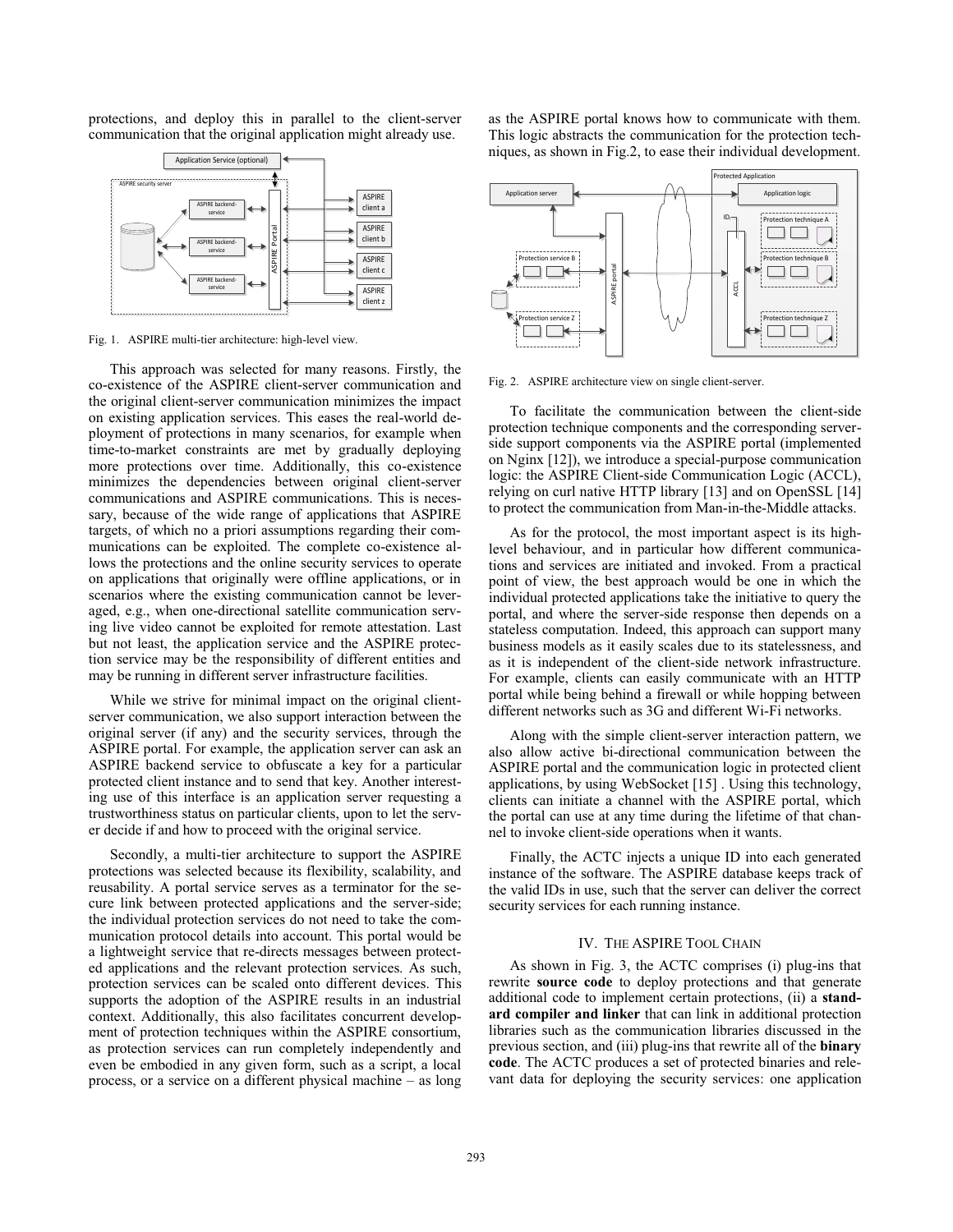protections, and deploy this in parallel to the client-server communication that the original application might already use.

Fig. 1. ASPIRE multi-tier architecture: high-level view.

This approach was selected for many reasons. Firstly, the co-existence of the ASPIRE client-server communication and the original client-server communication minimizes the impact on existing application services. This eases the real-world deployment of protections in many scenarios, for example when time-to-market constraints are met by gradually deploying more protections over time. Additionally, this co-existence minimizes the dependencies between original client-server communications and ASPIRE communications. This is necessary, because of the wide range of applications that ASPIRE targets, of which no a priori assumptions regarding their communications can be exploited. The complete co-existence allows the protections and the online security services to operate on applications that originally were offline applications, or in scenarios where the existing communication cannot be leveraged, e.g., when one-directional satellite communication serving live video cannot be exploited for remote attestation. Last but not least, the application service and the ASPIRE protection service may be the responsibility of different entities and may be running in different server infrastructure facilities.

While we strive for minimal impact on the original client-server communication, we also support interaction between the original server (if any) and the security services, through the ASPIRE portal. For example, the application server can ask an ASPIRE backend service to obfuscate a key for a particular protected client instance and to send that key. Another interesting use of this interface is an application server requesting a trustworthiness status on particular clients, upon to let the server decide if and how to proceed with the original service.

Secondly, a multi-tier architecture to support the ASPIRE protections was selected because its flexibility, scalability, and reusability. A portal service serves as a terminator for the secure link between protected applications and the server-side; the individual protection services do not need to take the communication protocol details into account. This portal would be a lightweight service that re-directs messages between protected applications and the relevant protection services. As such, protection services can be scaled onto different devices. This supports the adoption of the ASPIRE results in an industrial context. Additionally, this also facilitates concurrent development of protection techniques within the ASPIRE consortium, as protection services can run completely independently and even be embodied in any given form, such as a script, a local process, or a service on a different physical machine – as long as the ASPIRE portal knows how to communicate with them. This logic abstracts the communication for the protection techniques, as shown in Fig.2, to ease their individual development.

Fig. 2. ASPIRE architecture view on single client-server.

To facilitate the communication between the client-side protection technique components and the corresponding server-side support components via the ASPIRE portal (implemented on Nginx [12]), we introduce a special-purpose communication logic: the ASPIRE Client-side Communication Logic (ACCL), relying on curl native HTTP library [13] and on OpenSSL [14] to protect the communication from Man-in-the-Middle attacks.

As for the protocol, the most important aspect is its high-level behaviour, and in particular how different communications and services are initiated and invoked. From a practical point of view, the best approach would be one in which the individual protected applications take the initiative to query the portal, and where the server-side response then depends on a stateless computation. Indeed, this approach can support many business models as it easily scales due to its statelessness, and as it is independent of the client-side network infrastructure. For example, clients can easily communicate with an HTTP portal while being behind a firewall or while hopping between different networks such as 3G and different Wi-Fi networks.

Along with the simple client-server interaction pattern, we also allow active bi-directional communication between the ASPIRE portal and the communication logic in protected client applications, by using WebSocket [15] . Using this technology, clients can initiate a channel with the ASPIRE portal, which the portal can use at any time during the lifetime of that channel to invoke client-side operations when it wants.

Finally, the ACTC injects a unique ID into each generated instance of the software. The ASPIRE database keeps track of the valid IDs in use, such that the server can deliver the correct security services for each running instance.

## IV. The ASPIRE Tool Chain

As shown in Fig. 3, the ACTC comprises (i) plug-ins that rewrite **source code** to deploy protections and that generate additional code to implement certain protections, (ii) a **standard compiler and linker** that can link in additional protection libraries such as the communication libraries discussed in the previous section, and (iii) plug-ins that rewrite all of the **binary code**. The ACTC produces a set of protected binaries and relevant data for deploying the security services: one application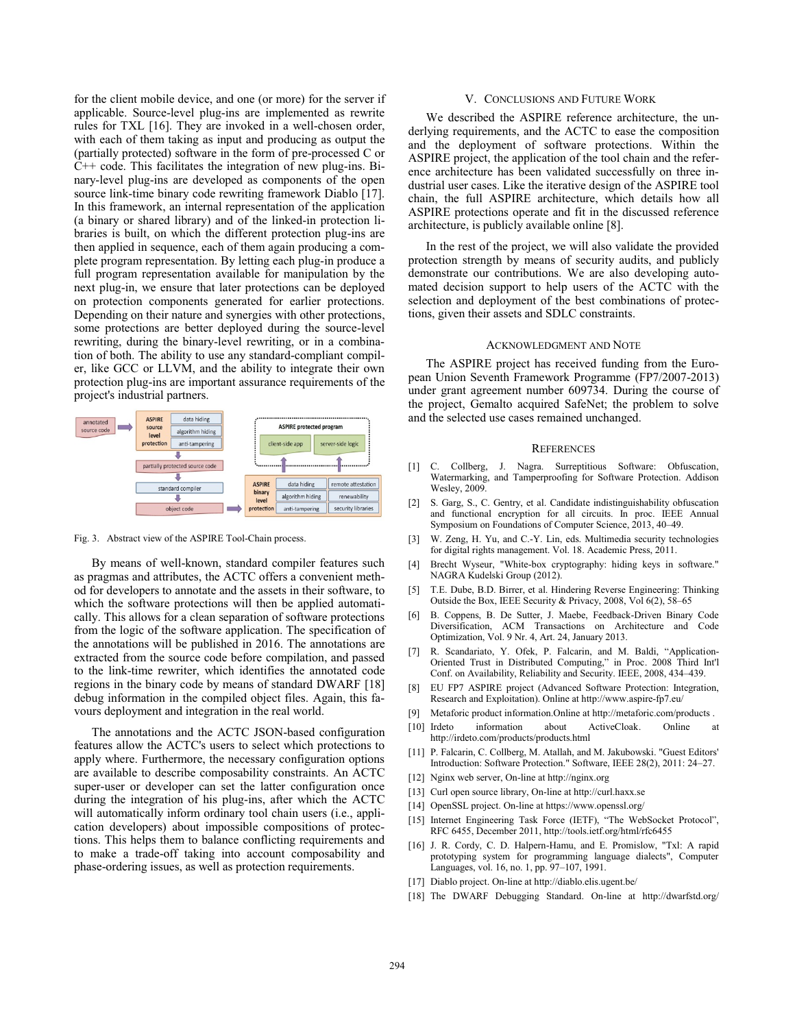for the client mobile device, and one (or more) for the server if applicable. Source-level plug-ins are implemented as rewrite rules for TXL [16]. They are invoked in a well-chosen order, with each of them taking as input and producing as output the (partially protected) software in the form of pre-processed C or C++ code. This facilitates the integration of new plug-ins. Binary-level plug-ins are developed as components of the open source link-time binary code rewriting framework Diablo [17]. In this framework, an internal representation of the application (a binary or shared library) and of the linked-in protection libraries is built, on which the different protection plug-ins are then applied in sequence, each of them again producing a complete program representation. By letting each plug-in produce a full program representation available for manipulation by the next plug-in, we ensure that later protections can be deployed on protection components generated for earlier protections. Depending on their nature and synergies with other protections, some protections are better deployed during the source-level rewriting, during the binary-level rewriting, or in a combination of both. The ability to use any standard-compliant compiler, like GCC or LLVM, and the ability to integrate their own protection plug-ins are important assurance requirements of the project's industrial partners.

annotated source code

ASPIRE source level protection

data hiding

algorithm hiding

anti-tampering

partially protected source code

standard compiler

object code

ASPIRE protected program

client-side app

server-side logic

ASPIRE binary level protection

data hiding

algorithm hiding

anti-tampering

remote attestation

renewability

security libraries

Fig. 3. Abstract view of the ASPIRE Tool-Chain process.

By means of well-known, standard compiler features such as pragmas and attributes, the ACTC offers a convenient method for developers to annotate and the assets in their software, to which the software protections will then be applied automatically. This allows for a clean separation of software protections from the logic of the software application. The specification of the annotations will be published in 2016. The annotations are extracted from the source code before compilation, and passed to the link-time rewriter, which identifies the annotated code regions in the binary code by means of standard DWARF [18] debug information in the compiled object files. Again, this favours deployment and integration in the real world.

The annotations and the ACTC JSON-based configuration features allow the ACTC's users to select which protections to apply where. Furthermore, the necessary configuration options are available to describe composability constraints. An ACTC super-user or developer can set the latter configuration once during the integration of his plug-ins, after which the ACTC will automatically inform ordinary tool chain users (i.e., application developers) about impossible compositions of protections. This helps them to balance conflicting requirements and to make a trade-off taking into account composability and phase-ordering issues, as well as protection requirements.

## V. Conclusions and Future Work

We described the ASPIRE reference architecture, the underlying requirements, and the ACTC to ease the composition and the deployment of software protections. Within the ASPIRE project, the application of the tool chain and the reference architecture has been validated successfully on three industrial user cases. Like the iterative design of the ASPIRE tool chain, the full ASPIRE architecture, which details how all ASPIRE protections operate and fit in the discussed reference architecture, is publicly available online [8].

In the rest of the project, we will also validate the provided protection strength by means of security audits, and publicly demonstrate our contributions. We are also developing automated decision support to help users of the ACTC with the selection and deployment of the best combinations of protections, given their assets and SDLC constraints.

## Acknowledgment and Note

The ASPIRE project has received funding from the European Union Seventh Framework Programme (FP7/2007-2013) under grant agreement number 609734. During the course of the project, Gemalto acquired SafeNet; the problem to solve and the selected use cases remained unchanged.

## References

[1] C. Collberg, J. Nagra. Surreptitious Software: Obfuscation, Watermarking, and Tamperproofing for Software Protection. Addison Wesley, 2009.

[2] S. Garg, S., C. Gentry, et al. Candidate indistinguishability obfuscation and functional encryption for all circuits. In proc. IEEE Annual Symposium on Foundations of Computer Science, 2013, 40–49.

[3] W. Zeng, H. Yu, and C.-Y. Lin, eds. Multimedia security technologies for digital rights management. Vol. 18. Academic Press, 2011.

[4] Brecht Wyseur, "White-box cryptography: hiding keys in software." NAGRA Kudelski Group (2012).

[5] T.E. Dube, B.D. Birrer, et al. Hindering Reverse Engineering: Thinking Outside the Box, IEEE Security & Privacy, 2008, Vol 6(2), 58–65

[6] B. Coppens, B. De Sutter, J. Maebe, Feedback-Driven Binary Code Diversification, ACM Transactions on Architecture and Code Optimization, Vol. 9 Nr. 4, Art. 24, January 2013.

[7] R. Scandariato, Y. Ofek, P. Falcarin, and M. Baldi, "Application-Oriented Trust in Distributed Computing," in Proc. 2008 Third Int'l Conf. on Availability, Reliability and Security. IEEE, 2008, 434–439.

[8] EU FP7 ASPIRE project (Advanced Software Protection: Integration, Research and Exploitation). Online at http://www.aspire-fp7.eu/

[9] Metaforic product information.Online at http://metaforic.com/products .

[10] Irdeto information about ActiveCloak. Online at http://irdeto.com/products/products.html

[11] P. Falcarin, C. Collberg, M. Atallah, and M. Jakubowski. "Guest Editors' Introduction: Software Protection." Software, IEEE 28(2), 2011: 24–27.

[12] Nginx web server, On-line at http://nginx.org

[13] Curl open source library, On-line at http://curl.haxx.se

[14] OpenSSL project. On-line at https://www.openssl.org/

[15] Internet Engineering Task Force (IETF), "The WebSocket Protocol", RFC 6455, December 2011, http://tools.ietf.org/html/rfc6455

[16] J. R. Cordy, C. D. Halpern-Hamu, and E. Promislow, "Txl: A rapid prototyping system for programming language dialects", Computer Languages, vol. 16, no. 1, pp. 97–107, 1991.

[17] Diablo project. On-line at http://diablo.elis.ugent.be/

[18] The DWARF Debugging Standard. On-line at http://dwarfstd.org/